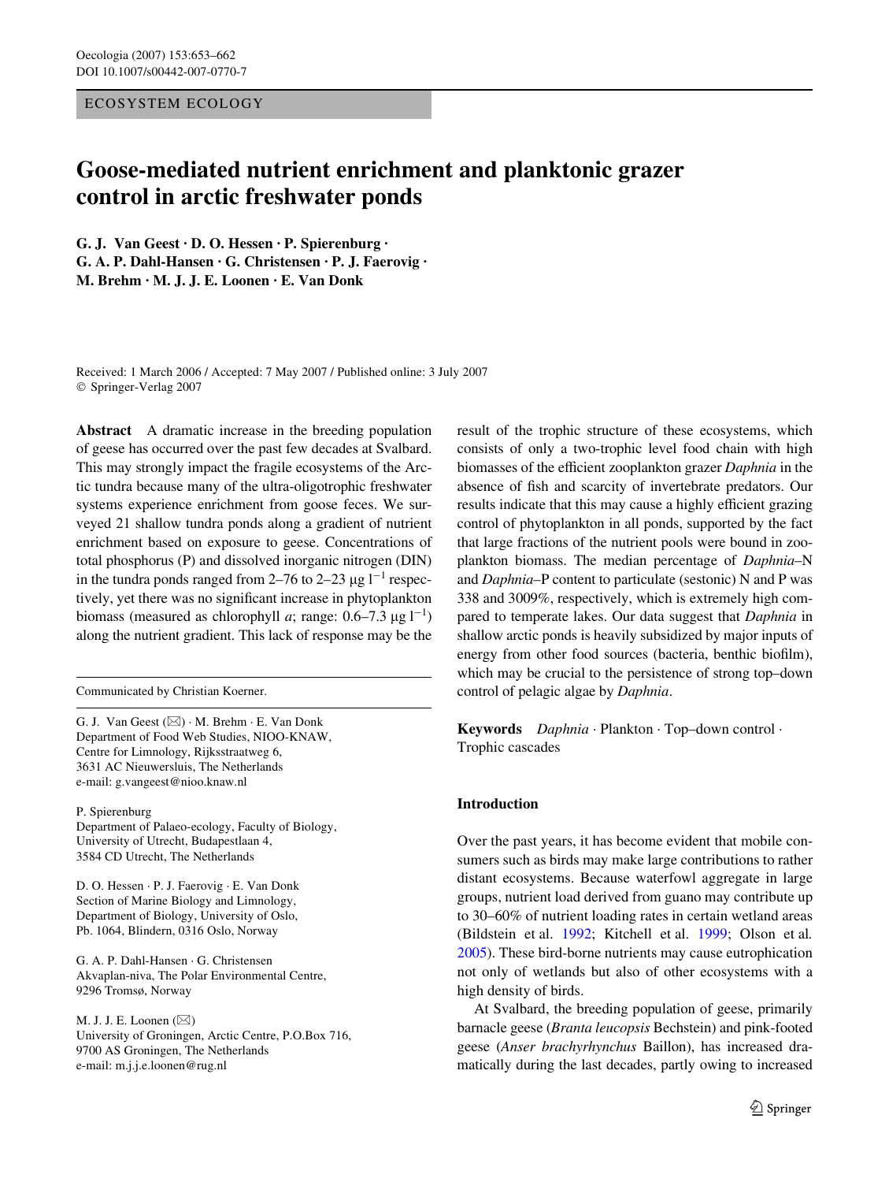ECOSYSTEM ECOLOGY

# Goose-mediated nutrient enrichment and planktonic grazer control in arctic freshwater ponds

**G. J. Van Geest · D. O. Hessen · P. Spierenburg · G. A. P. Dahl-Hansen · G. Christensen · P. J. Faerovig · M. Brehm · M. J. J. E. Loonen · E. Van Donk**

Received: 1 March 2006 / Accepted: 7 May 2007 / Published online: 3 July 2007
© Springer-Verlag 2007

**Abstract** A dramatic increase in the breeding population of geese has occurred over the past few decades at Svalbard. This may strongly impact the fragile ecosystems of the Arctic tundra because many of the ultra-oligotrophic freshwater systems experience enrichment from goose feces. We surveyed 21 shallow tundra ponds along a gradient of nutrient enrichment based on exposure to geese. Concentrations of total phosphorus (P) and dissolved inorganic nitrogen (DIN) in the tundra ponds ranged from 2–76 to 2–23 μg $l^{-1}$ respectively, yet there was no significant increase in phytoplankton biomass (measured as chlorophyll *a*; range: 0.6–7.3 μg $l^{-1}$) along the nutrient gradient. This lack of response may be the result of the trophic structure of these ecosystems, which consists of only a two-trophic level food chain with high biomasses of the efficient zooplankton grazer *Daphnia* in the absence of fish and scarcity of invertebrate predators. Our results indicate that this may cause a highly efficient grazing control of phytoplankton in all ponds, supported by the fact that large fractions of the nutrient pools were bound in zooplankton biomass. The median percentage of *Daphnia*–N and *Daphnia*–P content to particulate (sestonic) N and P was 338 and 3009%, respectively, which is extremely high compared to temperate lakes. Our data suggest that *Daphnia* in shallow arctic ponds is heavily subsidized by major inputs of energy from other food sources (bacteria, benthic biofilm), which may be crucial to the persistence of strong top–down control of pelagic algae by *Daphnia*.

**Keywords** *Daphnia* · Plankton · Top–down control · Trophic cascades

Communicated by Christian Koerner.

G. J. Van Geest (✉) · M. Brehm · E. Van Donk
Department of Food Web Studies, NIOO-KNAW, Centre for Limnology, Rijksstraatweg 6, 3631 AC Nieuwersluis, The Netherlands
e-mail: g.vangeest@nioo.knaw.nl

P. Spierenburg
Department of Palaeo-ecology, Faculty of Biology, University of Utrecht, Budapestlaan 4, 3584 CD Utrecht, The Netherlands

D. O. Hessen · P. J. Faerovig · E. Van Donk
Section of Marine Biology and Limnology, Department of Biology, University of Oslo, Pb. 1064, Blindern, 0316 Oslo, Norway

G. A. P. Dahl-Hansen · G. Christensen
Akvaplan-niva, The Polar Environmental Centre, 9296 Tromsø, Norway

M. J. J. E. Loonen (✉)
University of Groningen, Arctic Centre, P.O.Box 716, 9700 AS Groningen, The Netherlands
e-mail: m.j.j.e.loonen@rug.nl

## Introduction

Over the past years, it has become evident that mobile consumers such as birds may make large contributions to rather distant ecosystems. Because waterfowl aggregate in large groups, nutrient load derived from guano may contribute up to 30–60% of nutrient loading rates in certain wetland areas (Bildstein et al. 1992; Kitchell et al. 1999; Olson et al. 2005). These bird-borne nutrients may cause eutrophication not only of wetlands but also of other ecosystems with a high density of birds.

At Svalbard, the breeding population of geese, primarily barnacle geese (*Branta leucopsis* Bechstein) and pink-footed geese (*Anser brachyrhynchus* Baillon), has increased dramatically during the last decades, partly owing to increased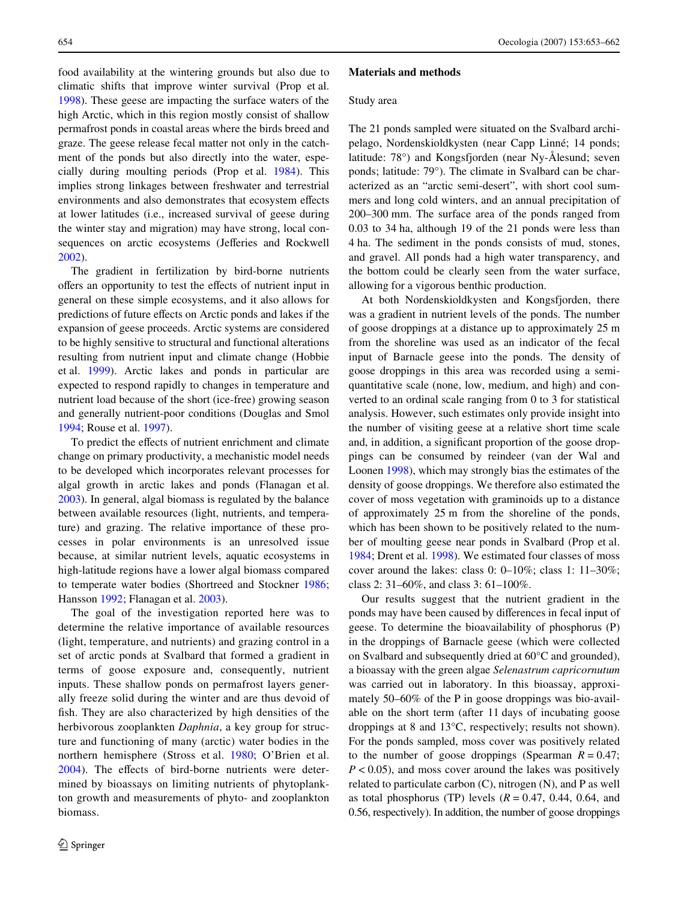food availability at the wintering grounds but also due to climatic shifts that improve winter survival (Prop et al. 1998). These geese are impacting the surface waters of the high Arctic, which in this region mostly consist of shallow permafrost ponds in coastal areas where the birds breed and graze. The geese release fecal matter not only in the catchment of the ponds but also directly into the water, especially during moulting periods (Prop et al. 1984). This implies strong linkages between freshwater and terrestrial environments and also demonstrates that ecosystem effects at lower latitudes (i.e., increased survival of geese during the winter stay and migration) may have strong, local consequences on arctic ecosystems (Jefferies and Rockwell 2002).

The gradient in fertilization by bird-borne nutrients offers an opportunity to test the effects of nutrient input in general on these simple ecosystems, and it also allows for predictions of future effects on Arctic ponds and lakes if the expansion of geese proceeds. Arctic systems are considered to be highly sensitive to structural and functional alterations resulting from nutrient input and climate change (Hobbie et al. 1999). Arctic lakes and ponds in particular are expected to respond rapidly to changes in temperature and nutrient load because of the short (ice-free) growing season and generally nutrient-poor conditions (Douglas and Smol 1994; Rouse et al. 1997).

To predict the effects of nutrient enrichment and climate change on primary productivity, a mechanistic model needs to be developed which incorporates relevant processes for algal growth in arctic lakes and ponds (Flanagan et al. 2003). In general, algal biomass is regulated by the balance between available resources (light, nutrients, and temperature) and grazing. The relative importance of these processes in polar environments is an unresolved issue because, at similar nutrient levels, aquatic ecosystems in high-latitude regions have a lower algal biomass compared to temperate water bodies (Shortreed and Stockner 1986; Hansson 1992; Flanagan et al. 2003).

The goal of the investigation reported here was to determine the relative importance of available resources (light, temperature, and nutrients) and grazing control in a set of arctic ponds at Svalbard that formed a gradient in terms of goose exposure and, consequently, nutrient inputs. These shallow ponds on permafrost layers generally freeze solid during the winter and are thus devoid of fish. They are also characterized by high densities of the herbivorous zooplankten *Daphnia*, a key group for structure and functioning of many (arctic) water bodies in the northern hemisphere (Stross et al. 1980; O'Brien et al. 2004). The effects of bird-borne nutrients were determined by bioassays on limiting nutrients of phytoplankton growth and measurements of phyto- and zooplankton biomass.

## Materials and methods

### Study area

The 21 ponds sampled were situated on the Svalbard archipelago, Nordenskioldkysten (near Capp Linné; 14 ponds; latitude: 78°) and Kongsfjorden (near Ny-Ålesund; seven ponds; latitude: 79°). The climate in Svalbard can be characterized as an "arctic semi-desert", with short cool summers and long cold winters, and an annual precipitation of 200–300 mm. The surface area of the ponds ranged from 0.03 to 34 ha, although 19 of the 21 ponds were less than 4 ha. The sediment in the ponds consists of mud, stones, and gravel. All ponds had a high water transparency, and the bottom could be clearly seen from the water surface, allowing for a vigorous benthic production.

At both Nordenskioldkysten and Kongsfjorden, there was a gradient in nutrient levels of the ponds. The number of goose droppings at a distance up to approximately 25 m from the shoreline was used as an indicator of the fecal input of Barnacle geese into the ponds. The density of goose droppings in this area was recorded using a semi-quantitative scale (none, low, medium, and high) and converted to an ordinal scale ranging from 0 to 3 for statistical analysis. However, such estimates only provide insight into the number of visiting geese at a relative short time scale and, in addition, a significant proportion of the goose droppings can be consumed by reindeer (van der Wal and Loonen 1998), which may strongly bias the estimates of the density of goose droppings. We therefore also estimated the cover of moss vegetation with graminoids up to a distance of approximately 25 m from the shoreline of the ponds, which has been shown to be positively related to the number of moulting geese near ponds in Svalbard (Prop et al. 1984; Drent et al. 1998). We estimated four classes of moss cover around the lakes: class 0: 0–10%; class 1: 11–30%; class 2: 31–60%, and class 3: 61–100%.

Our results suggest that the nutrient gradient in the ponds may have been caused by differences in fecal input of geese. To determine the bioavailability of phosphorus (P) in the droppings of Barnacle geese (which were collected on Svalbard and subsequently dried at 60°C and grounded), a bioassay with the green algae *Selenastrum capricornutum* was carried out in laboratory. In this bioassay, approximately 50–60% of the P in goose droppings was bio-available on the short term (after 11 days of incubating goose droppings at 8 and 13°C, respectively; results not shown). For the ponds sampled, moss cover was positively related to the number of goose droppings (Spearman $R = 0.47$; $P < 0.05$), and moss cover around the lakes was positively related to particulate carbon (C), nitrogen (N), and P as well as total phosphorus (TP) levels ($R = 0.47$, 0.44, 0.64, and 0.56, respectively). In addition, the number of goose droppings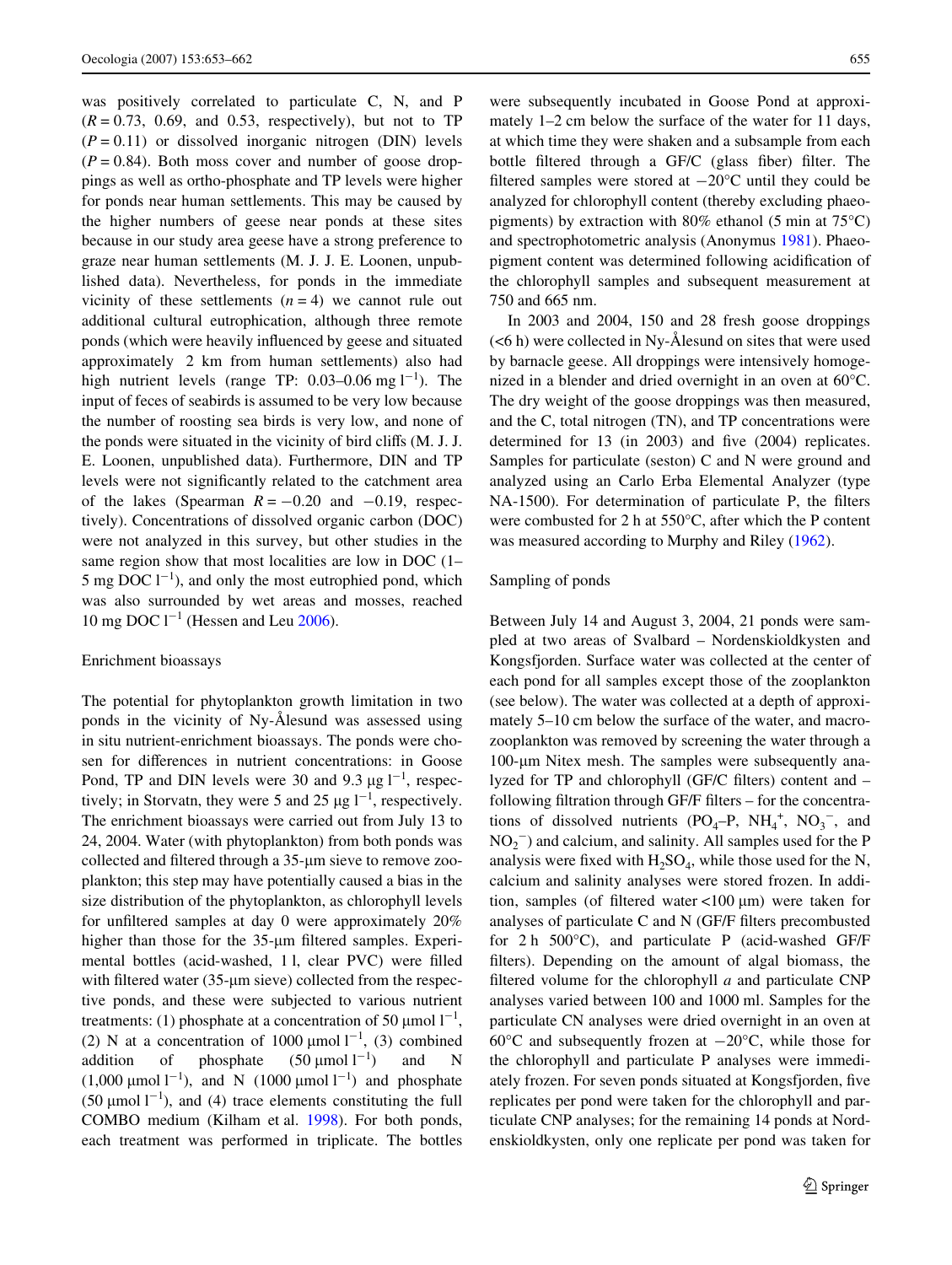was positively correlated to particulate C, N, and P ($R = 0.73$, 0.69, and 0.53, respectively), but not to TP ($P = 0.11$) or dissolved inorganic nitrogen (DIN) levels ($P = 0.84$). Both moss cover and number of goose droppings as well as ortho-phosphate and TP levels were higher for ponds near human settlements. This may be caused by the higher numbers of geese near ponds at these sites because in our study area geese have a strong preference to graze near human settlements (M. J. J. E. Loonen, unpublished data). Nevertheless, for ponds in the immediate vicinity of these settlements ($n = 4$) we cannot rule out additional cultural eutrophication, although three remote ponds (which were heavily influenced by geese and situated approximately 2 km from human settlements) also had high nutrient levels (range TP: 0.03–0.06 mg $l^{-1}$). The input of feces of seabirds is assumed to be very low because the number of roosting sea birds is very low, and none of the ponds were situated in the vicinity of bird cliffs (M. J. J. E. Loonen, unpublished data). Furthermore, DIN and TP levels were not significantly related to the catchment area of the lakes (Spearman $R = -0.20$ and $-0.19$, respectively). Concentrations of dissolved organic carbon (DOC) were not analyzed in this survey, but other studies in the same region show that most localities are low in DOC (1–5 mg DOC $l^{-1}$), and only the most eutrophied pond, which was also surrounded by wet areas and mosses, reached 10 mg DOC $l^{-1}$ (Hessen and Leu 2006).

## Enrichment bioassays

The potential for phytoplankton growth limitation in two ponds in the vicinity of Ny-Ålesund was assessed using in situ nutrient-enrichment bioassays. The ponds were chosen for differences in nutrient concentrations: in Goose Pond, TP and DIN levels were 30 and 9.3 μg $l^{-1}$, respectively; in Storvatn, they were 5 and 25 μg $l^{-1}$, respectively. The enrichment bioassays were carried out from July 13 to 24, 2004. Water (with phytoplankton) from both ponds was collected and filtered through a 35-μm sieve to remove zooplankton; this step may have potentially caused a bias in the size distribution of the phytoplankton, as chlorophyll levels for unfiltered samples at day 0 were approximately 20% higher than those for the 35-μm filtered samples. Experimental bottles (acid-washed, 1 l, clear PVC) were filled with filtered water (35-μm sieve) collected from the respective ponds, and these were subjected to various nutrient treatments: (1) phosphate at a concentration of 50 μmol $l^{-1}$, (2) N at a concentration of 1000 μmol $l^{-1}$, (3) combined addition of phosphate (50 μmol $l^{-1}$) and N (1,000 μmol $l^{-1}$), and N (1000 μmol $l^{-1}$) and phosphate (50 μmol $l^{-1}$), and (4) trace elements constituting the full COMBO medium (Kilham et al. 1998). For both ponds, each treatment was performed in triplicate. The bottles were subsequently incubated in Goose Pond at approximately 1–2 cm below the surface of the water for 11 days, at which time they were shaken and a subsample from each bottle filtered through a GF/C (glass fiber) filter. The filtered samples were stored at −20°C until they could be analyzed for chlorophyll content (thereby excluding phaeopigments) by extraction with 80% ethanol (5 min at 75°C) and spectrophotometric analysis (Anonymus 1981). Phaeopigment content was determined following acidification of the chlorophyll samples and subsequent measurement at 750 and 665 nm.

In 2003 and 2004, 150 and 28 fresh goose droppings (<6 h) were collected in Ny-Ålesund on sites that were used by barnacle geese. All droppings were intensively homogenized in a blender and dried overnight in an oven at 60°C. The dry weight of the goose droppings was then measured, and the C, total nitrogen (TN), and TP concentrations were determined for 13 (in 2003) and five (2004) replicates. Samples for particulate (seston) C and N were ground and analyzed using an Carlo Erba Elemental Analyzer (type NA-1500). For determination of particulate P, the filters were combusted for 2 h at 550°C, after which the P content was measured according to Murphy and Riley (1962).

## Sampling of ponds

Between July 14 and August 3, 2004, 21 ponds were sampled at two areas of Svalbard – Nordenskioldkysten and Kongsfjorden. Surface water was collected at the center of each pond for all samples except those of the zooplankton (see below). The water was collected at a depth of approximately 5–10 cm below the surface of the water, and macrozooplankton was removed by screening the water through a 100-μm Nitex mesh. The samples were subsequently analyzed for TP and chlorophyll (GF/C filters) content and – following filtration through GF/F filters – for the concentrations of dissolved nutrients ($PO_4$–P, $NH_4^+$, $NO_3^-$, and $NO_2^-$) and calcium, and salinity. All samples used for the P analysis were fixed with $H_2SO_4$, while those used for the N, calcium and salinity analyses were stored frozen. In addition, samples (of filtered water <100 μm) were taken for analyses of particulate C and N (GF/F filters precombusted for 2 h 500°C), and particulate P (acid-washed GF/F filters). Depending on the amount of algal biomass, the filtered volume for the chlorophyll *a* and particulate CNP analyses varied between 100 and 1000 ml. Samples for the particulate CN analyses were dried overnight in an oven at 60°C and subsequently frozen at −20°C, while those for the chlorophyll and particulate P analyses were immediately frozen. For seven ponds situated at Kongsfjorden, five replicates per pond were taken for the chlorophyll and particulate CNP analyses; for the remaining 14 ponds at Nordenskioldkysten, only one replicate per pond was taken for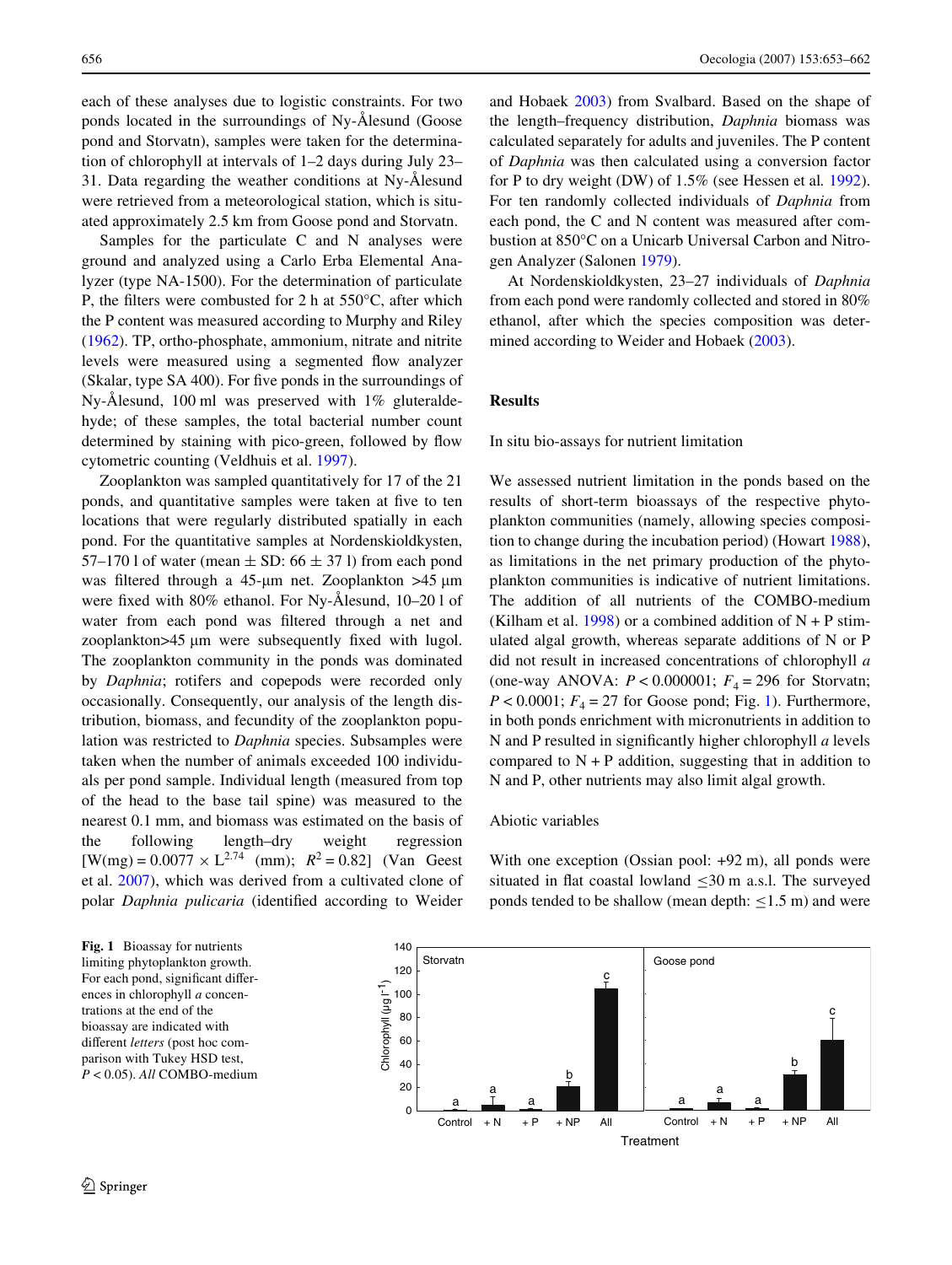each of these analyses due to logistic constraints. For two ponds located in the surroundings of Ny-Ålesund (Goose pond and Storvatn), samples were taken for the determination of chlorophyll at intervals of 1–2 days during July 23–31. Data regarding the weather conditions at Ny-Ålesund were retrieved from a meteorological station, which is situated approximately 2.5 km from Goose pond and Storvatn.

Samples for the particulate C and N analyses were ground and analyzed using a Carlo Erba Elemental Analyzer (type NA-1500). For the determination of particulate P, the filters were combusted for 2 h at 550°C, after which the P content was measured according to Murphy and Riley (1962). TP, ortho-phosphate, ammonium, nitrate and nitrite levels were measured using a segmented flow analyzer (Skalar, type SA 400). For five ponds in the surroundings of Ny-Ålesund, 100 ml was preserved with 1% gluteraldehyde; of these samples, the total bacterial number count determined by staining with pico-green, followed by flow cytometric counting (Veldhuis et al. 1997).

Zooplankton was sampled quantitatively for 17 of the 21 ponds, and quantitative samples were taken at five to ten locations that were regularly distributed spatially in each pond. For the quantitative samples at Nordenskioldkysten, 57–170 l of water (mean ± SD: 66 ± 37 l) from each pond was filtered through a 45-μm net. Zooplankton >45 μm were fixed with 80% ethanol. For Ny-Ålesund, 10–20 l of water from each pond was filtered through a net and zooplankton>45 μm were subsequently fixed with lugol. The zooplankton community in the ponds was dominated by *Daphnia*; rotifers and copepods were recorded only occasionally. Consequently, our analysis of the length distribution, biomass, and fecundity of the zooplankton population was restricted to *Daphnia* species. Subsamples were taken when the number of animals exceeded 100 individuals per pond sample. Individual length (measured from top of the head to the base tail spine) was measured to the nearest 0.1 mm, and biomass was estimated on the basis of the following length–dry weight regression [$W(\mathrm{mg}) = 0.0077 \times L^{2.74}$ (mm); $R^2 = 0.82$] (Van Geest et al. 2007), which was derived from a cultivated clone of polar *Daphnia pulicaria* (identified according to Weider and Hobaek 2003) from Svalbard. Based on the shape of the length–frequency distribution, *Daphnia* biomass was calculated separately for adults and juveniles. The P content of *Daphnia* was then calculated using a conversion factor for P to dry weight (DW) of 1.5% (see Hessen et al. 1992). For ten randomly collected individuals of *Daphnia* from each pond, the C and N content was measured after combustion at 850°C on a Unicarb Universal Carbon and Nitrogen Analyzer (Salonen 1979).

At Nordenskioldkysten, 23–27 individuals of *Daphnia* from each pond were randomly collected and stored in 80% ethanol, after which the species composition was determined according to Weider and Hobaek (2003).

## Results

### In situ bio-assays for nutrient limitation

We assessed nutrient limitation in the ponds based on the results of short-term bioassays of the respective phytoplankton communities (namely, allowing species composition to change during the incubation period) (Howart 1988), as limitations in the net primary production of the phytoplankton communities is indicative of nutrient limitations. The addition of all nutrients of the COMBO-medium (Kilham et al. 1998) or a combined addition of N + P stimulated algal growth, whereas separate additions of N or P did not result in increased concentrations of chlorophyll *a* (one-way ANOVA: $P < 0.000001$; $F_4 = 296$ for Storvatn; $P < 0.0001$; $F_4 = 27$ for Goose pond; Fig. 1). Furthermore, in both ponds enrichment with micronutrients in addition to N and P resulted in significantly higher chlorophyll *a* levels compared to N + P addition, suggesting that in addition to N and P, other nutrients may also limit algal growth.

### Abiotic variables

With one exception (Ossian pool: +92 m), all ponds were situated in flat coastal lowland ≤30 m a.s.l. The surveyed ponds tended to be shallow (mean depth: ≤1.5 m) and were

**Fig. 1** Bioassay for nutrients limiting phytoplankton growth. For each pond, significant differences in chlorophyll *a* concentrations at the end of the bioassay are indicated with different *letters* (post hoc comparison with Tukey HSD test, $P < 0.05$). *All* COMBO-medium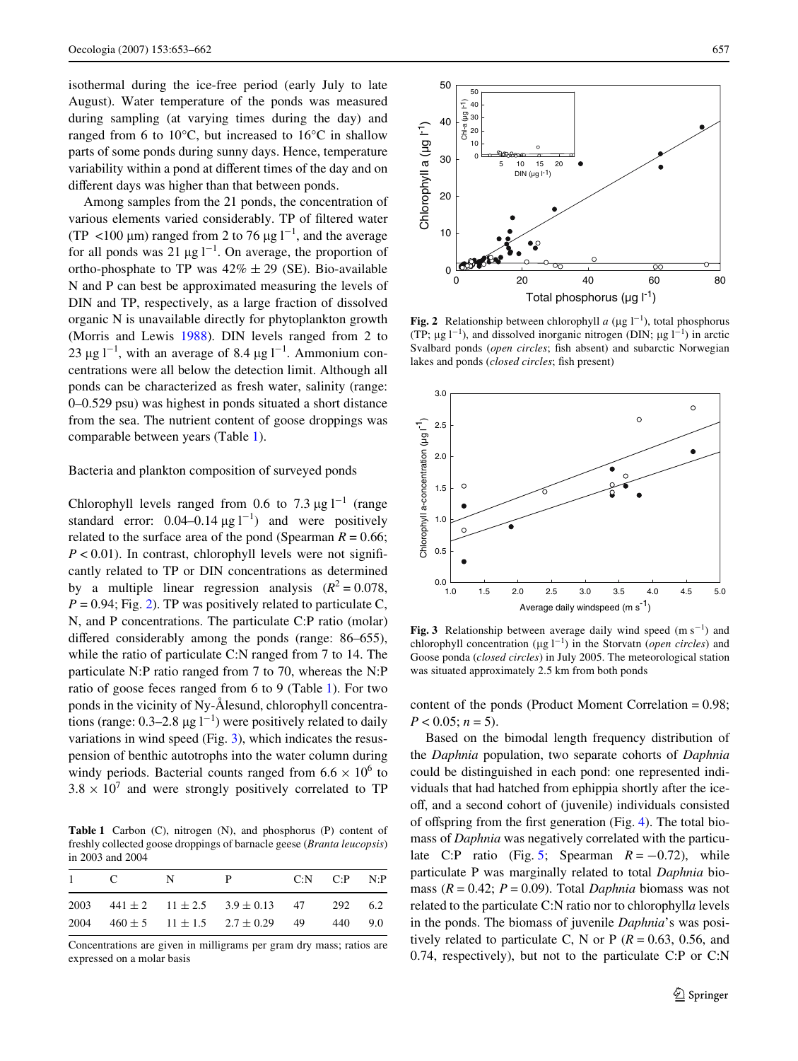isothermal during the ice-free period (early July to late August). Water temperature of the ponds was measured during sampling (at varying times during the day) and ranged from 6 to 10°C, but increased to 16°C in shallow parts of some ponds during sunny days. Hence, temperature variability within a pond at different times of the day and on different days was higher than that between ponds.

Among samples from the 21 ponds, the concentration of various elements varied considerably. TP of filtered water (TP <100 μm) ranged from 2 to 76 μg $l^{-1}$, and the average for all ponds was 21 μg $l^{-1}$. On average, the proportion of ortho-phosphate to TP was 42% ± 29 (SE). Bio-available N and P can best be approximated measuring the levels of DIN and TP, respectively, as a large fraction of dissolved organic N is unavailable directly for phytoplankton growth (Morris and Lewis 1988). DIN levels ranged from 2 to 23 μg $l^{-1}$, with an average of 8.4 μg $l^{-1}$. Ammonium concentrations were all below the detection limit. Although all ponds can be characterized as fresh water, salinity (range: 0–0.529 psu) was highest in ponds situated a short distance from the sea. The nutrient content of goose droppings was comparable between years (Table 1).

## Bacteria and plankton composition of surveyed ponds

Chlorophyll levels ranged from 0.6 to 7.3 μg $l^{-1}$ (range standard error: 0.04–0.14 μg $l^{-1}$) and were positively related to the surface area of the pond (Spearman $R = 0.66$; $P < 0.01$). In contrast, chlorophyll levels were not significantly related to TP or DIN concentrations as determined by a multiple linear regression analysis ($R^2 = 0.078$, $P = 0.94$; Fig. 2). TP was positively related to particulate C, N, and P concentrations. The particulate C:P ratio (molar) differed considerably among the ponds (range: 86–655), while the ratio of particulate C:N ranged from 7 to 14. The particulate N:P ratio ranged from 7 to 70, whereas the N:P ratio of goose feces ranged from 6 to 9 (Table 1). For two ponds in the vicinity of Ny-Ålesund, chlorophyll concentrations (range: 0.3–2.8 μg $l^{-1}$) were positively related to daily variations in wind speed (Fig. 3), which indicates the resuspension of benthic autotrophs into the water column during windy periods. Bacterial counts ranged from $6.6 \times 10^6$ to $3.8 \times 10^7$ and were strongly positively correlated to TP content of the ponds (Product Moment Correlation = 0.98; $P < 0.05$; $n = 5$).

**Table 1** Carbon (C), nitrogen (N), and phosphorus (P) content of freshly collected goose droppings of barnacle geese (*Branta leucopsis*) in 2003 and 2004

| 1 | C | N | P | C:N | C:P | N:P |
|---|---|---|---|---|---|---|
| 2003 | 441 ± 2 | 11 ± 2.5 | 3.9 ± 0.13 | 47 | 292 | 6.2 |
| 2004 | 460 ± 5 | 11 ± 1.5 | 2.7 ± 0.29 | 49 | 440 | 9.0 |

Concentrations are given in milligrams per gram dry mass; ratios are expressed on a molar basis

**Fig. 2** Relationship between chlorophyll *a* (μg $l^{-1}$), total phosphorus (TP; μg $l^{-1}$), and dissolved inorganic nitrogen (DIN; μg $l^{-1}$) in arctic Svalbard ponds (*open circles*; fish absent) and subarctic Norwegian lakes and ponds (*closed circles*; fish present)

**Fig. 3** Relationship between average daily wind speed (m $s^{-1}$) and chlorophyll concentration (μg $l^{-1}$) in the Storvatn (*open circles*) and Goose ponda (*closed circles*) in July 2005. The meteorological station was situated approximately 2.5 km from both ponds

Based on the bimodal length frequency distribution of the *Daphnia* population, two separate cohorts of *Daphnia* could be distinguished in each pond: one represented individuals that had hatched from ephippia shortly after the ice-off, and a second cohort of (juvenile) individuals consisted of offspring from the first generation (Fig. 4). The total biomass of *Daphnia* was negatively correlated with the particulate C:P ratio (Fig. 5; Spearman $R = -0.72$), while particulate P was marginally related to total *Daphnia* biomass ($R = 0.42$; $P = 0.09$). Total *Daphnia* biomass was not related to the particulate C:N ratio nor to chlorophyll*a* levels in the ponds. The biomass of juvenile *Daphnia*'s was positively related to particulate C, N or P ($R = 0.63$, 0.56, and 0.74, respectively), but not to the particulate C:P or C:N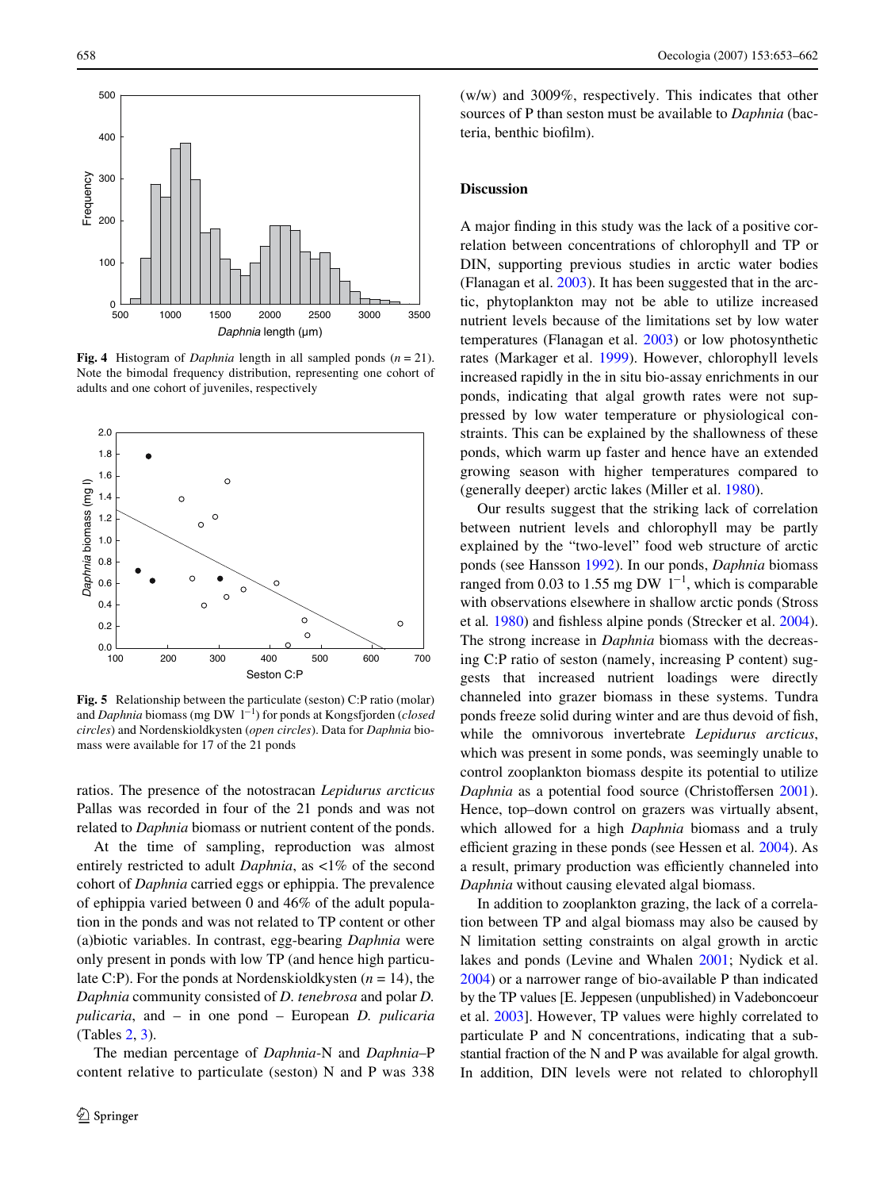Fig. 4 Histogram of *Daphnia* length in all sampled ponds ($n = 21$). Note the bimodal frequency distribution, representing one cohort of adults and one cohort of juveniles, respectively

Fig. 5 Relationship between the particulate (seston) C:P ratio (molar) and *Daphnia* biomass (mg DW $l^{-1}$) for ponds at Kongsfjorden (*closed circles*) and Nordenskioldkysten (*open circles*). Data for *Daphnia* biomass were available for 17 of the 21 ponds

ratios. The presence of the notostracan *Lepidurus arcticus* Pallas was recorded in four of the 21 ponds and was not related to *Daphnia* biomass or nutrient content of the ponds.

At the time of sampling, reproduction was almost entirely restricted to adult *Daphnia*, as <1% of the second cohort of *Daphnia* carried eggs or ephippia. The prevalence of ephippia varied between 0 and 46% of the adult population in the ponds and was not related to TP content or other (a)biotic variables. In contrast, egg-bearing *Daphnia* were only present in ponds with low TP (and hence high particulate C:P). For the ponds at Nordenskioldkysten ($n = 14$), the *Daphnia* community consisted of *D. tenebrosa* and polar *D. pulicaria*, and – in one pond – European *D. pulicaria* (Tables 2, 3).

The median percentage of *Daphnia*-N and *Daphnia*–P content relative to particulate (seston) N and P was 338 (w/w) and 3009%, respectively. This indicates that other sources of P than seston must be available to *Daphnia* (bacteria, benthic biofilm).

## Discussion

A major finding in this study was the lack of a positive correlation between concentrations of chlorophyll and TP or DIN, supporting previous studies in arctic water bodies (Flanagan et al. 2003). It has been suggested that in the arctic, phytoplankton may not be able to utilize increased nutrient levels because of the limitations set by low water temperatures (Flanagan et al. 2003) or low photosynthetic rates (Markager et al. 1999). However, chlorophyll levels increased rapidly in the in situ bio-assay enrichments in our ponds, indicating that algal growth rates were not suppressed by low water temperature or physiological constraints. This can be explained by the shallowness of these ponds, which warm up faster and hence have an extended growing season with higher temperatures compared to (generally deeper) arctic lakes (Miller et al. 1980).

Our results suggest that the striking lack of correlation between nutrient levels and chlorophyll may be partly explained by the "two-level" food web structure of arctic ponds (see Hansson 1992). In our ponds, *Daphnia* biomass ranged from 0.03 to 1.55 mg DW $l^{-1}$, which is comparable with observations elsewhere in shallow arctic ponds (Stross et al. 1980) and fishless alpine ponds (Strecker et al. 2004). The strong increase in *Daphnia* biomass with the decreasing C:P ratio of seston (namely, increasing P content) suggests that increased nutrient loadings were directly channeled into grazer biomass in these systems. Tundra ponds freeze solid during winter and are thus devoid of fish, while the omnivorous invertebrate *Lepidurus arcticus*, which was present in some ponds, was seemingly unable to control zooplankton biomass despite its potential to utilize *Daphnia* as a potential food source (Christoffersen 2001). Hence, top–down control on grazers was virtually absent, which allowed for a high *Daphnia* biomass and a truly efficient grazing in these ponds (see Hessen et al. 2004). As a result, primary production was efficiently channeled into *Daphnia* without causing elevated algal biomass.

In addition to zooplankton grazing, the lack of a correlation between TP and algal biomass may also be caused by N limitation setting constraints on algal growth in arctic lakes and ponds (Levine and Whalen 2001; Nydick et al. 2004) or a narrower range of bio-available P than indicated by the TP values [E. Jeppesen (unpublished) in Vadeboncoeur et al. 2003]. However, TP values were highly correlated to particulate P and N concentrations, indicating that a substantial fraction of the N and P was available for algal growth. In addition, DIN levels were not related to chlorophyll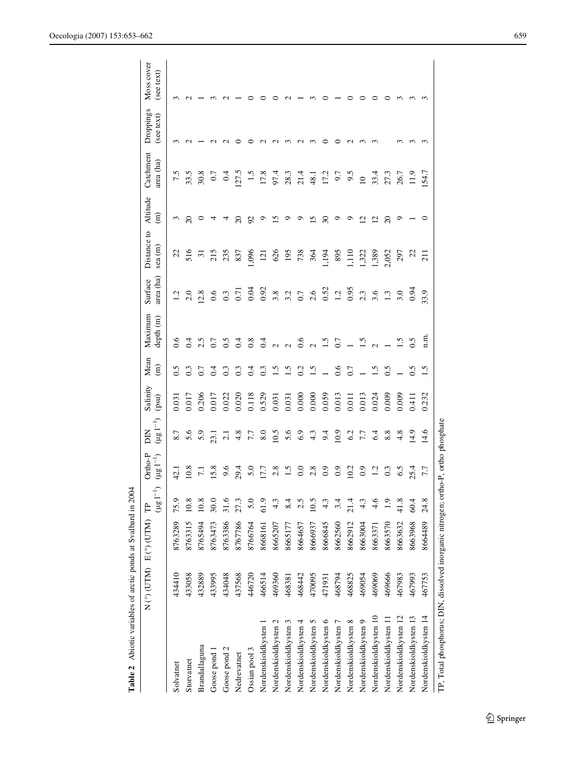**Table 2** Abiotic variables of arctic ponds at Svalbard in 2004

| | N (°) (UTM) | E (°) (UTM) | TP ($\mu g\ l^{-1}$) | Ortho-P ($\mu g\ l^{-1}$) | DIN ($\mu g\ l^{-1}$) | Salinity (psu) | Mean (m) | Maximum depth (m) | Surface area (ha) | Distance to sea (m) | Altitude (m) | Catchment area (ha) | Droppings (see text) | Moss cover (see text) |
|---|---|---|---|---|---|---|---|---|---|---|---|---|---|---|
| Solvatnet | 434410 | 8763289 | 75.9 | 42.1 | 8.7 | 0.031 | 0.5 | 0.6 | 1.2 | 22 | 3 | 7.5 | 3 | 3 |
| Storvatnet | 433058 | 8763315 | 10.8 | 10.8 | 5.6 | 0.017 | 0.3 | 0.4 | 2.0 | 516 | 20 | 33.5 | 2 | 2 |
| Brandallaguna | 432889 | 8765494 | 10.8 | 7.1 | 5.9 | 0.206 | 0.7 | 2.5 | 12.8 | 31 | 0 | 30.8 | 1 | 1 |
| Goose pond 1 | 433995 | 8763473 | 30.0 | 15.8 | 23.1 | 0.017 | 0.4 | 0.7 | 0.6 | 215 | 4 | 0.7 | 2 | 3 |
| Goose pond 2 | 434048 | 8763386 | 31.6 | 9.6 | 2.1 | 0.022 | 0.3 | 0.5 | 0.3 | 235 | 4 | 0.4 | 2 | 2 |
| Nedrevatnet | 437568 | 8767786 | 27.3 | 29.4 | 4.8 | 0.020 | 0.3 | 0.4 | 0.71 | 837 | 20 | 127.5 | 0 | 1 |
| Ossian pool 3 | 446720 | 8766764 | 5.0 | 5.0 | 7.7 | 0.118 | 0.4 | 0.8 | 0.04 | 1,096 | 92 | 1.5 | 0 | 0 |
| Nordenskioldkysten 1 | 466514 | 8668161 | 61.9 | 17.7 | 8.0 | 0.529 | 0.3 | 0.4 | 0.92 | 121 | 9 | 17.8 | 2 | 0 |
| Nordenskioldkysten 2 | 469360 | 8665207 | 4.3 | 2.8 | 10.5 | 0.031 | 1.5 | 2 | 3.8 | 626 | 15 | 97.4 | 2 | 0 |
| Nordenskioldkysten 3 | 468381 | 8665177 | 8.4 | 1.5 | 5.6 | 0.031 | 1.5 | 2 | 3.2 | 195 | 9 | 28.3 | 3 | 2 |
| Nordenskioldkysten 4 | 468442 | 8664657 | 2.5 | 0.0 | 6.9 | 0.000 | 0.2 | 0.6 | 0.7 | 738 | 9 | 21.4 | 2 | 1 |
| Nordenskioldkysten 5 | 470095 | 8666937 | 10.5 | 2.8 | 4.3 | 0.000 | 1.5 | 2 | 2.6 | 364 | 15 | 48.1 | 3 | 3 |
| Nordenskioldkysten 6 | 471931 | 8666845 | 4.3 | 0.9 | 9.4 | 0.059 | 1 | 1.5 | 0.52 | 1,194 | 30 | 17.2 | 0 | 0 |
| Nordenskioldkysten 7 | 468794 | 8662560 | 3.4 | 0.9 | 10.9 | 0.013 | 0.6 | 0.7 | 1.2 | 895 | 9 | 9.7 | 0 | 1 |
| Nordenskioldkysten 8 | 468825 | 8662912 | 21.4 | 10.2 | 6.2 | 0.011 | 0.7 | 1 | 0.95 | 1,110 | 9 | 9.5 | 2 | 0 |
| Nordenskioldkysten 9 | 469054 | 8663004 | 4.3 | 0.9 | 7.7 | 0.013 | 1 | 1.5 | 2.3 | 1,322 | 12 | 10 | 3 | 0 |
| Nordenskioldkysten 10 | 469069 | 8663371 | 4.6 | 1.2 | 6.4 | 0.024 | 1.5 | 2 | 3.6 | 1,389 | 12 | 33.4 | 3 | 0 |
| Nordenskioldkysten 11 | 469666 | 8663570 | 1.9 | 0.3 | 8.8 | 0.009 | 0.5 | 1 | 1.3 | 2,052 | 20 | 27.3 | | 0 |
| Nordenskioldkysten 12 | 467983 | 8663632 | 41.8 | 6.5 | 4.8 | 0.009 | 1 | 1.5 | 3.0 | 297 | 9 | 26.7 | 3 | 3 |
| Nordenskioldkysten 13 | 467993 | 8663968 | 60.4 | 25.4 | 14.9 | 0.411 | 0.5 | 0.5 | 0.94 | 22 | 1 | 11.9 | 3 | 3 |
| Nordenskioldkysten 14 | 467753 | 8664489 | 24.8 | 7.7 | 14.6 | 0.232 | 1.5 | n.m. | 33.9 | 211 | 0 | 154.7 | 3 | 3 |

TP, Total phosphorus; DIN, dissolved inorganic nitrogen; ortho-P, ortho phosphate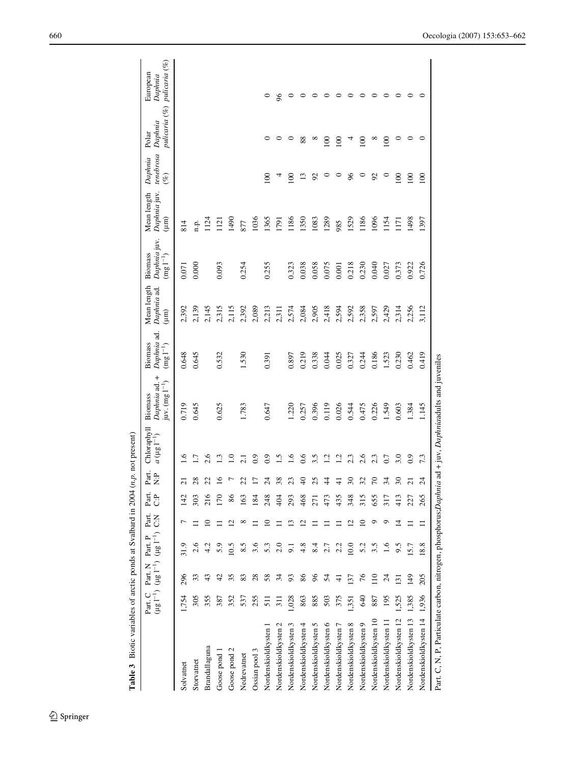**Table 3** Biotic variables of arctic ponds at Svalbard in 2004 (*n.p.* not present)

| | Part. C ($\mu g\ l^{-1}$) | Part. N ($\mu g\ l^{-1}$) | Part. P ($\mu g\ l^{-1}$) | Part. C:N | Part. C:P | Part. N:P | Chlorophyll *a* ($\mu g\ l^{-1}$) | Biomass *Daphnia* ad. + juv. ($mg\ l^{-1}$) | Biomass *Daphnia* ad. ($mg\ l^{-1}$) | Mean length *Daphnia* ad. ($\mu m$) | Biomass *Daphnia* juv. ($mg\ l^{-1}$) | Mean length *Daphnia* juv. ($\mu m$) | *Daphnia tenebrosa* (%) | Polar *Daphnia pulicaria* (%) | European *Daphnia pulicaria* (%) |
|---|---|---|---|---|---|---|---|---|---|---|---|---|---|---|---|
| Solvatnet | 1,754 | 296 | 31.9 | 7 | 142 | 21 | 1.6 | 0.719 | 0.648 | 2,392 | 0.071 | 814 | | | |
| Storvatnet | 305 | 33 | 2.6 | 11 | 303 | 28 | 1.7 | 0.645 | 0.645 | 2,139 | 0.000 | n.p. | | | |
| Brandallaguna | 355 | 43 | 4.2 | 10 | 216 | 22 | 2.6 | | | 2,145 | | 1124 | | | |
| Goose pond 1 | 387 | 42 | 5.9 | 11 | 170 | 16 | 1.3 | 0.625 | 0.532 | 2,315 | 0.093 | 1121 | | | |
| Goose pond 2 | 352 | 35 | 10.5 | 12 | 86 | 7 | 1.0 | | | 2,115 | | 1490 | | | |
| Nedrevatnet | 537 | 83 | 8.5 | 8 | 163 | 22 | 2.1 | 1.783 | 1.530 | 2,392 | 0.254 | 877 | | | |
| Ossian pool 3 | 255 | 28 | 3.6 | 11 | 184 | 17 | 0.9 | | | 2,089 | | 1036 | | | |
| Nordenskioldkysten 1 | 511 | 58 | 5.3 | 10 | 248 | 24 | 0.9 | 0.647 | 0.391 | 2,213 | 0.255 | 1365 | 100 | 0 | 0 |
| Nordenskioldkysten 2 | 311 | 34 | 2.0 | 11 | 404 | 38 | 1.5 | | | 2,311 | | 1791 | 4 | 0 | 96 |
| Nordenskioldkysten 3 | 1,028 | 93 | 9.1 | 13 | 293 | 23 | 1.6 | 1.220 | 0.897 | 2,574 | 0.323 | 1186 | 100 | 0 | 0 |
| Nordenskioldkysten 4 | 863 | 86 | 4.8 | 12 | 468 | 40 | 0.6 | 0.257 | 0.219 | 2,084 | 0.038 | 1350 | 13 | 88 | 0 |
| Nordenskioldkysten 5 | 885 | 96 | 8.4 | 11 | 271 | 25 | 3.5 | 0.396 | 0.338 | 2,905 | 0.058 | 1083 | 92 | 8 | 0 |
| Nordenskioldkysten 6 | 503 | 54 | 2.7 | 11 | 473 | 44 | 1.2 | 0.119 | 0.044 | 2,418 | 0.075 | 1289 | 0 | 100 | 0 |
| Nordenskioldkysten 7 | 375 | 41 | 2.2 | 11 | 435 | 41 | 1.2 | 0.026 | 0.025 | 2,594 | 0.001 | 985 | 0 | 100 | 0 |
| Nordenskioldkysten 8 | 1,351 | 137 | 10.0 | 12 | 348 | 30 | 2.3 | 0.544 | 0.327 | 2,592 | 0.218 | 1529 | 96 | 4 | 0 |
| Nordenskioldkysten 9 | 640 | 76 | 5.2 | 10 | 315 | 32 | 2.6 | 0.475 | 0.244 | 2,358 | 0.230 | 1186 | 0 | 100 | 0 |
| Nordenskioldkysten 10 | 887 | 110 | 3.5 | 9 | 655 | 70 | 2.3 | 0.226 | 0.186 | 2,597 | 0.040 | 1096 | 92 | 8 | 0 |
| Nordenskioldkysten 11 | 195 | 24 | 1.6 | 9 | 317 | 34 | 0.7 | 1.549 | 1.523 | 2,429 | 0.027 | 1154 | 0 | 100 | 0 |
| Nordenskioldkysten 12 | 1,525 | 131 | 9.5 | 14 | 413 | 30 | 3.0 | 0.603 | 0.230 | 2,314 | 0.373 | 1171 | 100 | 0 | 0 |
| Nordenskioldkysten 13 | 1,385 | 149 | 15.7 | 11 | 227 | 21 | 0.9 | 1.384 | 0.462 | 2,256 | 0.922 | 1498 | 100 | 0 | 0 |
| Nordenskioldkysten 14 | 1,936 | 205 | 18.8 | 11 | 265 | 24 | 7.3 | 1.145 | 0.419 | 3,112 | 0.726 | 1397 | 100 | 0 | 0 |

Part. C, N, P, Particulate carbon, nitrogen, phosphorus; *Daphnia* ad + juv, *Daphnia* adults and juveniles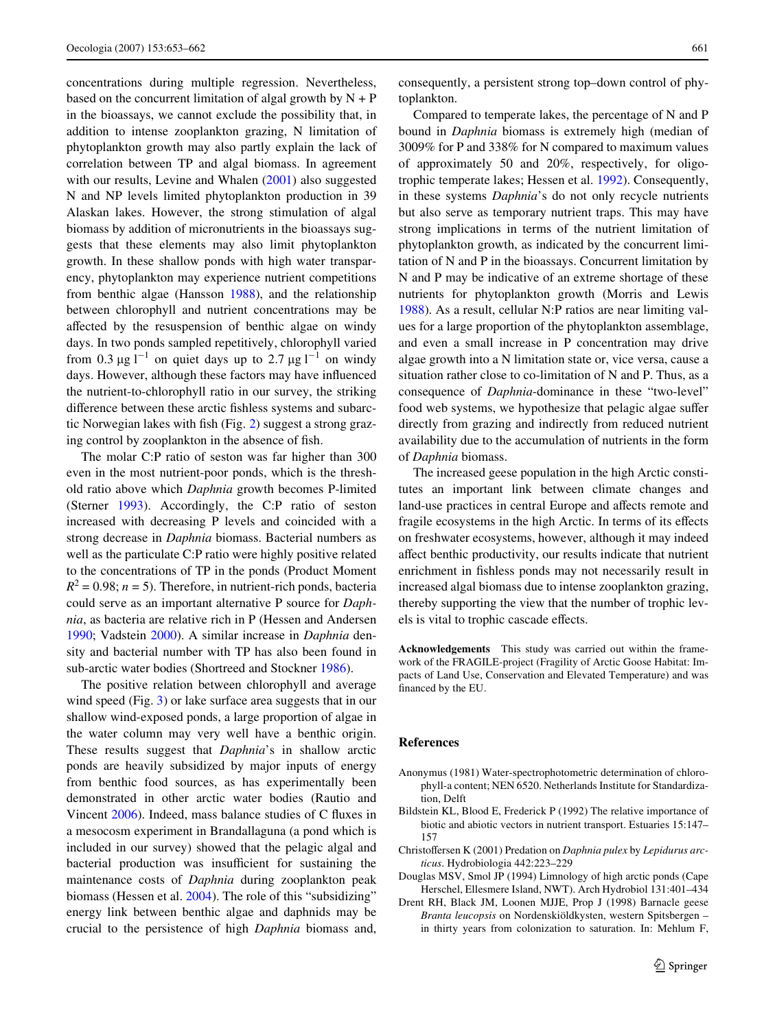concentrations during multiple regression. Nevertheless, based on the concurrent limitation of algal growth by N + P in the bioassays, we cannot exclude the possibility that, in addition to intense zooplankton grazing, N limitation of phytoplankton growth may also partly explain the lack of correlation between TP and algal biomass. In agreement with our results, Levine and Whalen (2001) also suggested N and NP levels limited phytoplankton production in 39 Alaskan lakes. However, the strong stimulation of algal biomass by addition of micronutrients in the bioassays suggests that these elements may also limit phytoplankton growth. In these shallow ponds with high water transparency, phytoplankton may experience nutrient competitions from benthic algae (Hansson 1988), and the relationship between chlorophyll and nutrient concentrations may be affected by the resuspension of benthic algae on windy days. In two ponds sampled repetitively, chlorophyll varied from 0.3 $\mu g\ l^{-1}$ on quiet days up to 2.7 $\mu g\ l^{-1}$ on windy days. However, although these factors may have influenced the nutrient-to-chlorophyll ratio in our survey, the striking difference between these arctic fishless systems and subarctic Norwegian lakes with fish (Fig. 2) suggest a strong grazing control by zooplankton in the absence of fish.

The molar C:P ratio of seston was far higher than 300 even in the most nutrient-poor ponds, which is the threshold ratio above which *Daphnia* growth becomes P-limited (Sterner 1993). Accordingly, the C:P ratio of seston increased with decreasing P levels and coincided with a strong decrease in *Daphnia* biomass. Bacterial numbers as well as the particulate C:P ratio were highly positive related to the concentrations of TP in the ponds (Product Moment $R^2 = 0.98$; $n = 5$). Therefore, in nutrient-rich ponds, bacteria could serve as an important alternative P source for *Daphnia*, as bacteria are relative rich in P (Hessen and Andersen 1990; Vadstein 2000). A similar increase in *Daphnia* density and bacterial number with TP has also been found in sub-arctic water bodies (Shortreed and Stockner 1986).

The positive relation between chlorophyll and average wind speed (Fig. 3) or lake surface area suggests that in our shallow wind-exposed ponds, a large proportion of algae in the water column may very well have a benthic origin. These results suggest that *Daphnia*'s in shallow arctic ponds are heavily subsidized by major inputs of energy from benthic food sources, as has experimentally been demonstrated in other arctic water bodies (Rautio and Vincent 2006). Indeed, mass balance studies of C fluxes in a mesocosm experiment in Brandallaguna (a pond which is included in our survey) showed that the pelagic algal and bacterial production was insufficient for sustaining the maintenance costs of *Daphnia* during zooplankton peak biomass (Hessen et al. 2004). The role of this "subsidizing" energy link between benthic algae and daphnids may be crucial to the persistence of high *Daphnia* biomass and, consequently, a persistent strong top–down control of phytoplankton.

Compared to temperate lakes, the percentage of N and P bound in *Daphnia* biomass is extremely high (median of 3009% for P and 338% for N compared to maximum values of approximately 50 and 20%, respectively, for oligotrophic temperate lakes; Hessen et al. 1992). Consequently, in these systems *Daphnia*'s do not only recycle nutrients but also serve as temporary nutrient traps. This may have strong implications in terms of the nutrient limitation of phytoplankton growth, as indicated by the concurrent limitation of N and P in the bioassays. Concurrent limitation by N and P may be indicative of an extreme shortage of these nutrients for phytoplankton growth (Morris and Lewis 1988). As a result, cellular N:P ratios are near limiting values for a large proportion of the phytoplankton assemblage, and even a small increase in P concentration may drive algae growth into a N limitation state or, vice versa, cause a situation rather close to co-limitation of N and P. Thus, as a consequence of *Daphnia*-dominance in these "two-level" food web systems, we hypothesize that pelagic algae suffer directly from grazing and indirectly from reduced nutrient availability due to the accumulation of nutrients in the form of *Daphnia* biomass.

The increased geese population in the high Arctic constitutes an important link between climate changes and land-use practices in central Europe and affects remote and fragile ecosystems in the high Arctic. In terms of its effects on freshwater ecosystems, however, although it may indeed affect benthic productivity, our results indicate that nutrient enrichment in fishless ponds may not necessarily result in increased algal biomass due to intense zooplankton grazing, thereby supporting the view that the number of trophic levels is vital to trophic cascade effects.

**Acknowledgements** This study was carried out within the framework of the FRAGILE-project (Fragility of Arctic Goose Habitat: Impacts of Land Use, Conservation and Elevated Temperature) and was financed by the EU.

## References

Anonymus (1981) Water-spectrophotometric determination of chlorophyll-a content; NEN 6520. Netherlands Institute for Standardization, Delft

Bildstein KL, Blood E, Frederick P (1992) The relative importance of biotic and abiotic vectors in nutrient transport. Estuaries 15:147–157

Christoffersen K (2001) Predation on *Daphnia pulex* by *Lepidurus arcticus*. Hydrobiologia 442:223–229

Douglas MSV, Smol JP (1994) Limnology of high arctic ponds (Cape Herschel, Ellesmere Island, NWT). Arch Hydrobiol 131:401–434

Drent RH, Black JM, Loonen MJJE, Prop J (1998) Barnacle geese *Branta leucopsis* on Nordenskiöldkysten, western Spitsbergen – in thirty years from colonization to saturation. In: Mehlum F,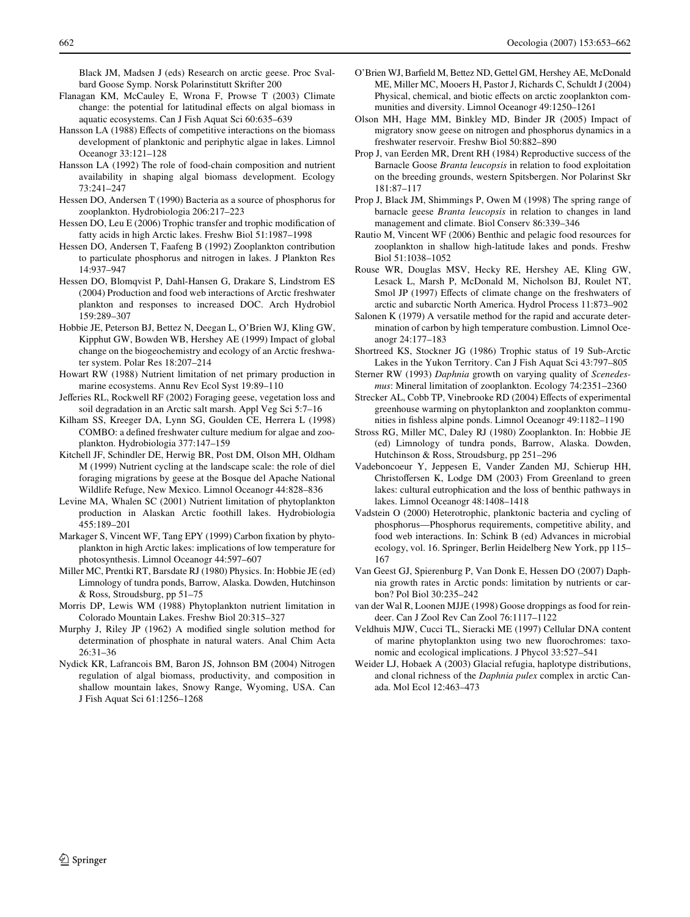Black JM, Madsen J (eds) Research on arctic geese. Proc Svalbard Goose Symp. Norsk Polarinstitutt Skrifter 200

Flanagan KM, McCauley E, Wrona F, Prowse T (2003) Climate change: the potential for latitudinal effects on algal biomass in aquatic ecosystems. Can J Fish Aquat Sci 60:635–639

Hansson LA (1988) Effects of competitive interactions on the biomass development of planktonic and periphytic algae in lakes. Limnol Oceanogr 33:121–128

Hansson LA (1992) The role of food-chain composition and nutrient availability in shaping algal biomass development. Ecology 73:241–247

Hessen DO, Andersen T (1990) Bacteria as a source of phosphorus for zooplankton. Hydrobiologia 206:217–223

Hessen DO, Leu E (2006) Trophic transfer and trophic modification of fatty acids in high Arctic lakes. Freshw Biol 51:1987–1998

Hessen DO, Andersen T, Faafeng B (1992) Zooplankton contribution to particulate phosphorus and nitrogen in lakes. J Plankton Res 14:937–947

Hessen DO, Blomqvist P, Dahl-Hansen G, Drakare S, Lindstrom ES (2004) Production and food web interactions of Arctic freshwater plankton and responses to increased DOC. Arch Hydrobiol 159:289–307

Hobbie JE, Peterson BJ, Bettez N, Deegan L, O'Brien WJ, Kling GW, Kipphut GW, Bowden WB, Hershey AE (1999) Impact of global change on the biogeochemistry and ecology of an Arctic freshwater system. Polar Res 18:207–214

Howart RW (1988) Nutrient limitation of net primary production in marine ecosystems. Annu Rev Ecol Syst 19:89–110

Jefferies RL, Rockwell RF (2002) Foraging geese, vegetation loss and soil degradation in an Arctic salt marsh. Appl Veg Sci 5:7–16

Kilham SS, Kreeger DA, Lynn SG, Goulden CE, Herrera L (1998) COMBO: a defined freshwater culture medium for algae and zooplankton. Hydrobiologia 377:147–159

Kitchell JF, Schindler DE, Herwig BR, Post DM, Olson MH, Oldham M (1999) Nutrient cycling at the landscape scale: the role of diel foraging migrations by geese at the Bosque del Apache National Wildlife Refuge, New Mexico. Limnol Oceanogr 44:828–836

Levine MA, Whalen SC (2001) Nutrient limitation of phytoplankton production in Alaskan Arctic foothill lakes. Hydrobiologia 455:189–201

Markager S, Vincent WF, Tang EPY (1999) Carbon fixation by phytoplankton in high Arctic lakes: implications of low temperature for photosynthesis. Limnol Oceanogr 44:597–607

Miller MC, Prentki RT, Barsdate RJ (1980) Physics. In: Hobbie JE (ed) Limnology of tundra ponds, Barrow, Alaska. Dowden, Hutchinson & Ross, Stroudsburg, pp 51–75

Morris DP, Lewis WM (1988) Phytoplankton nutrient limitation in Colorado Mountain Lakes. Freshw Biol 20:315–327

Murphy J, Riley JP (1962) A modified single solution method for determination of phosphate in natural waters. Anal Chim Acta 26:31–36

Nydick KR, Lafrancois BM, Baron JS, Johnson BM (2004) Nitrogen regulation of algal biomass, productivity, and composition in shallow mountain lakes, Snowy Range, Wyoming, USA. Can J Fish Aquat Sci 61:1256–1268

O'Brien WJ, Barfield M, Bettez ND, Gettel GM, Hershey AE, McDonald ME, Miller MC, Mooers H, Pastor J, Richards C, Schuldt J (2004) Physical, chemical, and biotic effects on arctic zooplankton communities and diversity. Limnol Oceanogr 49:1250–1261

Olson MH, Hage MM, Binkley MD, Binder JR (2005) Impact of migratory snow geese on nitrogen and phosphorus dynamics in a freshwater reservoir. Freshw Biol 50:882–890

Prop J, van Eerden MR, Drent RH (1984) Reproductive success of the Barnacle Goose *Branta leucopsis* in relation to food exploitation on the breeding grounds, western Spitsbergen. Nor Polarinst Skr 181:87–117

Prop J, Black JM, Shimmings P, Owen M (1998) The spring range of barnacle geese *Branta leucopsis* in relation to changes in land management and climate. Biol Conserv 86:339–346

Rautio M, Vincent WF (2006) Benthic and pelagic food resources for zooplankton in shallow high-latitude lakes and ponds. Freshw Biol 51:1038–1052

Rouse WR, Douglas MSV, Hecky RE, Hershey AE, Kling GW, Lesack L, Marsh P, McDonald M, Nicholson BJ, Roulet NT, Smol JP (1997) Effects of climate change on the freshwaters of arctic and subarctic North America. Hydrol Process 11:873–902

Salonen K (1979) A versatile method for the rapid and accurate determination of carbon by high temperature combustion. Limnol Oceanogr 24:177–183

Shortreed KS, Stockner JG (1986) Trophic status of 19 Sub-Arctic Lakes in the Yukon Territory. Can J Fish Aquat Sci 43:797–805

Sterner RW (1993) *Daphnia* growth on varying quality of *Scenedesmus*: Mineral limitation of zooplankton. Ecology 74:2351–2360

Strecker AL, Cobb TP, Vinebrooke RD (2004) Effects of experimental greenhouse warming on phytoplankton and zooplankton communities in fishless alpine ponds. Limnol Oceanogr 49:1182–1190

Stross RG, Miller MC, Daley RJ (1980) Zooplankton. In: Hobbie JE (ed) Limnology of tundra ponds, Barrow, Alaska. Dowden, Hutchinson & Ross, Stroudsburg, pp 251–296

Vadeboncoeur Y, Jeppesen E, Vander Zanden MJ, Schierup HH, Christoffersen K, Lodge DM (2003) From Greenland to green lakes: cultural eutrophication and the loss of benthic pathways in lakes. Limnol Oceanogr 48:1408–1418

Vadstein O (2000) Heterotrophic, planktonic bacteria and cycling of phosphorus—Phosphorus requirements, competitive ability, and food web interactions. In: Schink B (ed) Advances in microbial ecology, vol. 16. Springer, Berlin Heidelberg New York, pp 115–167

Van Geest GJ, Spierenburg P, Van Donk E, Hessen DO (2007) Daphnia growth rates in Arctic ponds: limitation by nutrients or carbon? Pol Biol 30:235–242

van der Wal R, Loonen MJJE (1998) Goose droppings as food for reindeer. Can J Zool Rev Can Zool 76:1117–1122

Veldhuis MJW, Cucci TL, Sieracki ME (1997) Cellular DNA content of marine phytoplankton using two new fluorochromes: taxonomic and ecological implications. J Phycol 33:527–541

Weider LJ, Hobaek A (2003) Glacial refugia, haplotype distributions, and clonal richness of the *Daphnia pulex* complex in arctic Canada. Mol Ecol 12:463–473